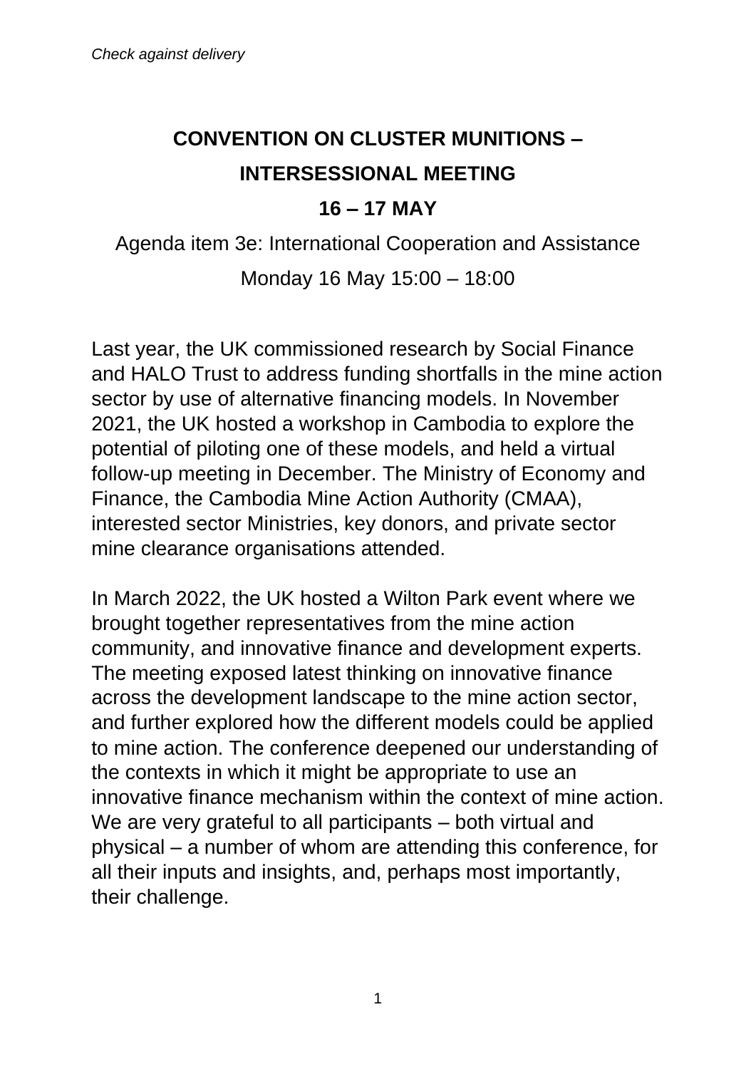*Check against delivery*

# CONVENTION ON CLUSTER MUNITIONS – INTERSESSIONAL MEETING

## 16 – 17 MAY

Agenda item 3e: International Cooperation and Assistance

Monday 16 May 15:00 – 18:00

Last year, the UK commissioned research by Social Finance and HALO Trust to address funding shortfalls in the mine action sector by use of alternative financing models. In November 2021, the UK hosted a workshop in Cambodia to explore the potential of piloting one of these models, and held a virtual follow-up meeting in December. The Ministry of Economy and Finance, the Cambodia Mine Action Authority (CMAA), interested sector Ministries, key donors, and private sector mine clearance organisations attended.

In March 2022, the UK hosted a Wilton Park event where we brought together representatives from the mine action community, and innovative finance and development experts. The meeting exposed latest thinking on innovative finance across the development landscape to the mine action sector, and further explored how the different models could be applied to mine action. The conference deepened our understanding of the contexts in which it might be appropriate to use an innovative finance mechanism within the context of mine action. We are very grateful to all participants – both virtual and physical – a number of whom are attending this conference, for all their inputs and insights, and, perhaps most importantly, their challenge.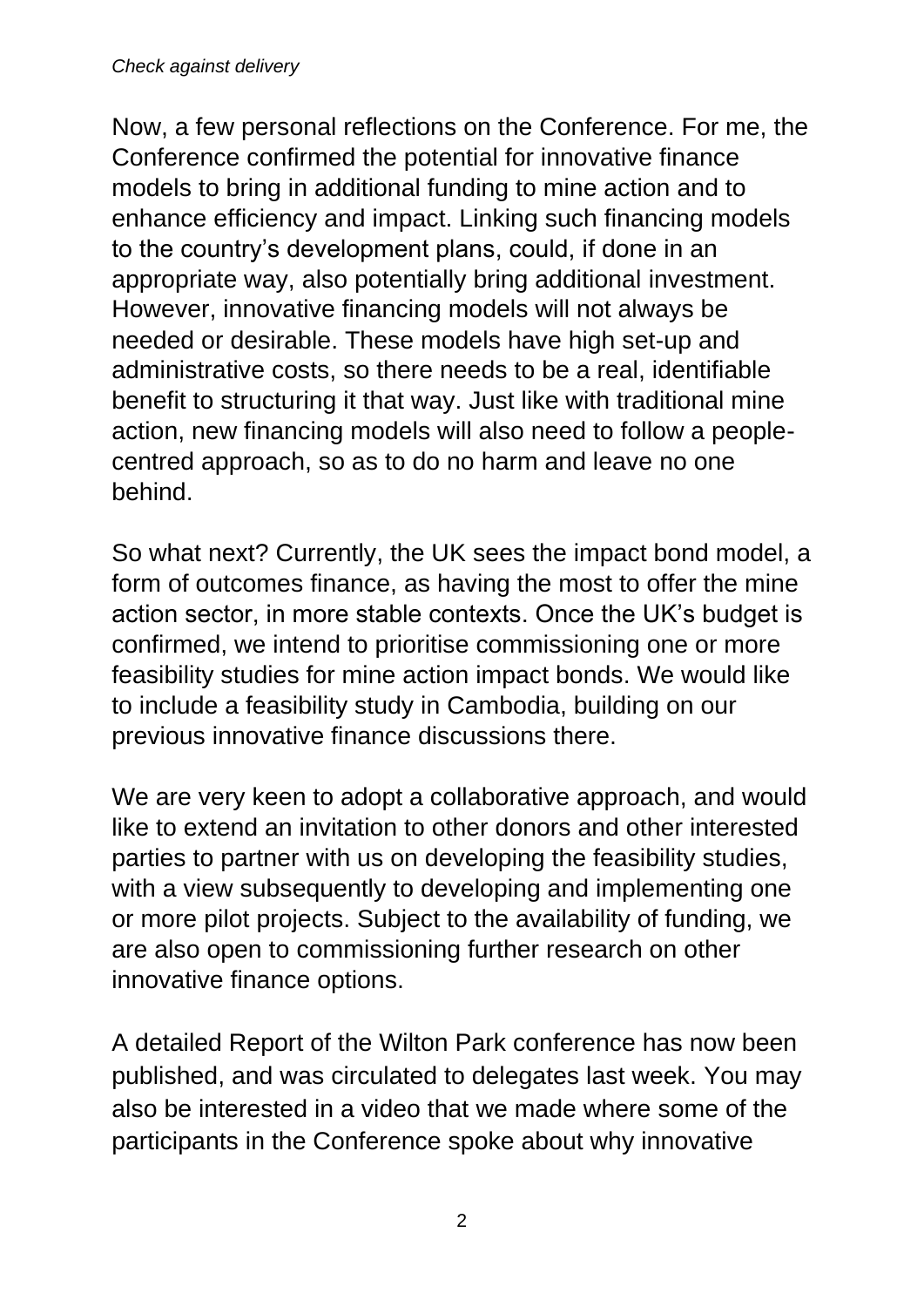*Check against delivery*

Now, a few personal reflections on the Conference. For me, the Conference confirmed the potential for innovative finance models to bring in additional funding to mine action and to enhance efficiency and impact. Linking such financing models to the country's development plans, could, if done in an appropriate way, also potentially bring additional investment. However, innovative financing models will not always be needed or desirable. These models have high set-up and administrative costs, so there needs to be a real, identifiable benefit to structuring it that way. Just like with traditional mine action, new financing models will also need to follow a people-centred approach, so as to do no harm and leave no one behind.

So what next? Currently, the UK sees the impact bond model, a form of outcomes finance, as having the most to offer the mine action sector, in more stable contexts. Once the UK's budget is confirmed, we intend to prioritise commissioning one or more feasibility studies for mine action impact bonds. We would like to include a feasibility study in Cambodia, building on our previous innovative finance discussions there.

We are very keen to adopt a collaborative approach, and would like to extend an invitation to other donors and other interested parties to partner with us on developing the feasibility studies, with a view subsequently to developing and implementing one or more pilot projects. Subject to the availability of funding, we are also open to commissioning further research on other innovative finance options.

A detailed Report of the Wilton Park conference has now been published, and was circulated to delegates last week. You may also be interested in a video that we made where some of the participants in the Conference spoke about why innovative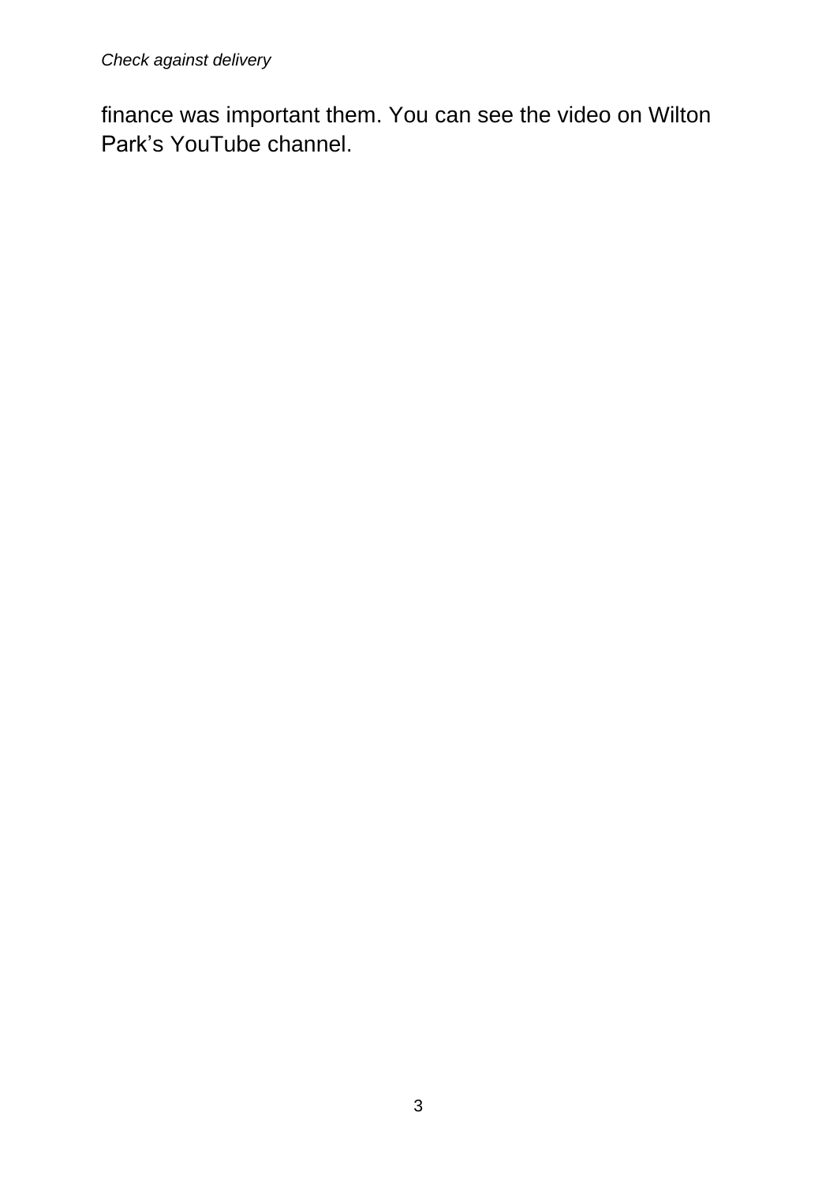finance was important them. You can see the video on Wilton Park's YouTube channel.